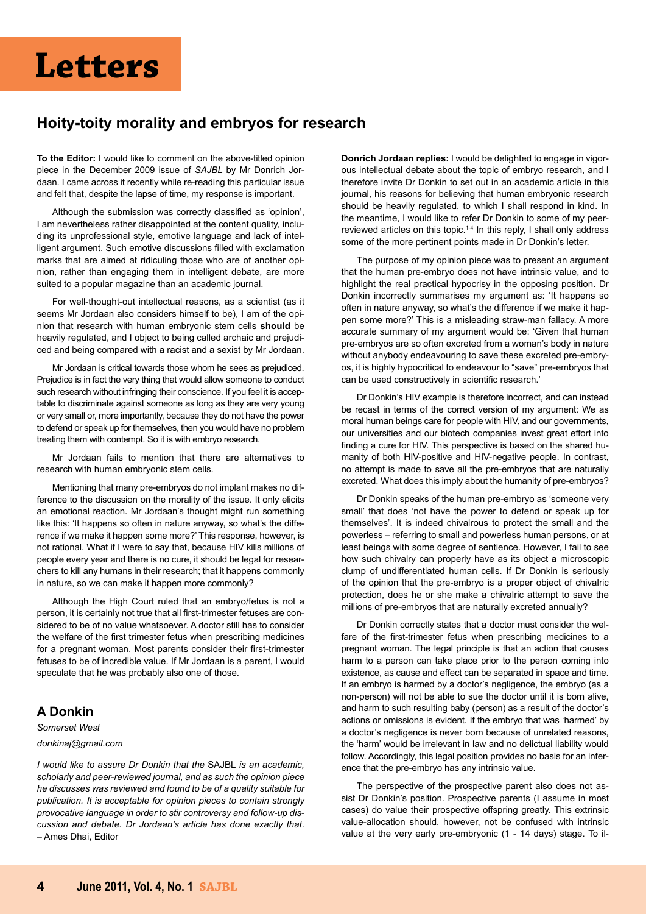# Letters

## Hoity-toity morality and embryos for research

**To the Editor:** I would like to comment on the above-titled opinion piece in the December 2009 issue of *SAJBL* by Mr Donrich Jordaan. I came across it recently while re-reading this particular issue and felt that, despite the lapse of time, my response is important.

Although the submission was correctly classified as 'opinion', I am nevertheless rather disappointed at the content quality, including its unprofessional style, emotive language and lack of intelligent argument. Such emotive discussions filled with exclamation marks that are aimed at ridiculing those who are of another opinion, rather than engaging them in intelligent debate, are more suited to a popular magazine than an academic journal.

For well-thought-out intellectual reasons, as a scientist (as it seems Mr Jordaan also considers himself to be), I am of the opinion that research with human embryonic stem cells **should** be heavily regulated, and I object to being called archaic and prejudiced and being compared with a racist and a sexist by Mr Jordaan.

Mr Jordaan is critical towards those whom he sees as prejudiced. Prejudice is in fact the very thing that would allow someone to conduct such research without infringing their conscience. If you feel it is acceptable to discriminate against someone as long as they are very young or very small or, more importantly, because they do not have the power to defend or speak up for themselves, then you would have no problem treating them with contempt. So it is with embryo research.

Mr Jordaan fails to mention that there are alternatives to research with human embryonic stem cells.

Mentioning that many pre-embryos do not implant makes no difference to the discussion on the morality of the issue. It only elicits an emotional reaction. Mr Jordaan's thought might run something like this: 'It happens so often in nature anyway, so what's the difference if we make it happen some more?' This response, however, is not rational. What if I were to say that, because HIV kills millions of people every year and there is no cure, it should be legal for researchers to kill any humans in their research; that it happens commonly in nature, so we can make it happen more commonly?

Although the High Court ruled that an embryo/fetus is not a person, it is certainly not true that all first-trimester fetuses are considered to be of no value whatsoever. A doctor still has to consider the welfare of the first trimester fetus when prescribing medicines for a pregnant woman. Most parents consider their first-trimester fetuses to be of incredible value. If Mr Jordaan is a parent, I would speculate that he was probably also one of those.

### A Donkin

*Somerset West*

*donkinaj@gmail.com*

*I would like to assure Dr Donkin that the* SAJBL *is an academic, scholarly and peer-reviewed journal, and as such the opinion piece he discusses was reviewed and found to be of a quality suitable for publication. It is acceptable for opinion pieces to contain strongly provocative language in order to stir controversy and follow-up discussion and debate. Dr Jordaan's article has done exactly that.* – Ames Dhai, Editor

**Donrich Jordaan replies:** I would be delighted to engage in vigorous intellectual debate about the topic of embryo research, and I therefore invite Dr Donkin to set out in an academic article in this journal, his reasons for believing that human embryonic research should be heavily regulated, to which I shall respond in kind. In the meantime, I would like to refer Dr Donkin to some of my peer-reviewed articles on this topic.[1-4] In this reply, I shall only address some of the more pertinent points made in Dr Donkin's letter.

The purpose of my opinion piece was to present an argument that the human pre-embryo does not have intrinsic value, and to highlight the real practical hypocrisy in the opposing position. Dr Donkin incorrectly summarises my argument as: 'It happens so often in nature anyway, so what's the difference if we make it happen some more?' This is a misleading straw-man fallacy. A more accurate summary of my argument would be: 'Given that human pre-embryos are so often excreted from a woman's body in nature without anybody endeavouring to save these excreted pre-embryos, it is highly hypocritical to endeavour to "save" pre-embryos that can be used constructively in scientific research.'

Dr Donkin's HIV example is therefore incorrect, and can instead be recast in terms of the correct version of my argument: We as moral human beings care for people with HIV, and our governments, our universities and our biotech companies invest great effort into finding a cure for HIV. This perspective is based on the shared humanity of both HIV-positive and HIV-negative people. In contrast, no attempt is made to save all the pre-embryos that are naturally excreted. What does this imply about the humanity of pre-embryos?

Dr Donkin speaks of the human pre-embryo as 'someone very small' that does 'not have the power to defend or speak up for themselves'. It is indeed chivalrous to protect the small and the powerless – referring to small and powerless human persons, or at least beings with some degree of sentience. However, I fail to see how such chivalry can properly have as its object a microscopic clump of undifferentiated human cells. If Dr Donkin is seriously of the opinion that the pre-embryo is a proper object of chivalric protection, does he or she make a chivalric attempt to save the millions of pre-embryos that are naturally excreted annually?

Dr Donkin correctly states that a doctor must consider the welfare of the first-trimester fetus when prescribing medicines to a pregnant woman. The legal principle is that an action that causes harm to a person can take place prior to the person coming into existence, as cause and effect can be separated in space and time. If an embryo is harmed by a doctor's negligence, the embryo (as a non-person) will not be able to sue the doctor until it is born alive, and harm to such resulting baby (person) as a result of the doctor's actions or omissions is evident. If the embryo that was 'harmed' by a doctor's negligence is never born because of unrelated reasons, the 'harm' would be irrelevant in law and no delictual liability would follow. Accordingly, this legal position provides no basis for an inference that the pre-embryo has any intrinsic value.

The perspective of the prospective parent also does not assist Dr Donkin's position. Prospective parents (I assume in most cases) do value their prospective offspring greatly. This extrinsic value-allocation should, however, not be confused with intrinsic value at the very early pre-embryonic (1 - 14 days) stage. To il-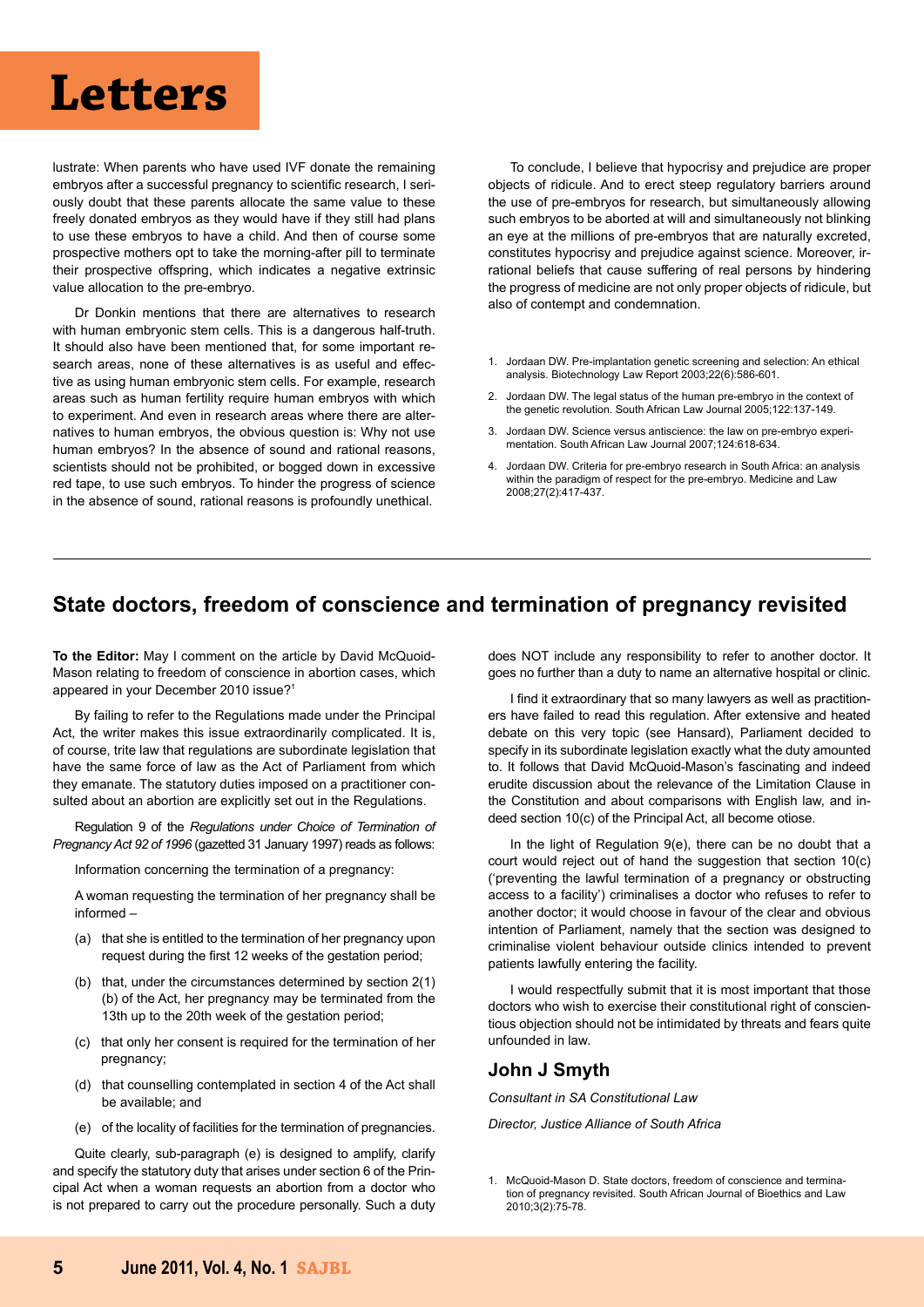# Letters

lustrate: When parents who have used IVF donate the remaining embryos after a successful pregnancy to scientific research, I seriously doubt that these parents allocate the same value to these freely donated embryos as they would have if they still had plans to use these embryos to have a child. And then of course some prospective mothers opt to take the morning-after pill to terminate their prospective offspring, which indicates a negative extrinsic value allocation to the pre-embryo.

Dr Donkin mentions that there are alternatives to research with human embryonic stem cells. This is a dangerous half-truth. It should also have been mentioned that, for some important research areas, none of these alternatives is as useful and effective as using human embryonic stem cells. For example, research areas such as human fertility require human embryos with which to experiment. And even in research areas where there are alternatives to human embryos, the obvious question is: Why not use human embryos? In the absence of sound and rational reasons, scientists should not be prohibited, or bogged down in excessive red tape, to use such embryos. To hinder the progress of science in the absence of sound, rational reasons is profoundly unethical.

To conclude, I believe that hypocrisy and prejudice are proper objects of ridicule. And to erect steep regulatory barriers around the use of pre-embryos for research, but simultaneously allowing such embryos to be aborted at will and simultaneously not blinking an eye at the millions of pre-embryos that are naturally excreted, constitutes hypocrisy and prejudice against science. Moreover, irrational beliefs that cause suffering of real persons by hindering the progress of medicine are not only proper objects of ridicule, but also of contempt and condemnation.

1. Jordaan DW. Pre-implantation genetic screening and selection: An ethical analysis. Biotechnology Law Report 2003;22(6):586-601.
2. Jordaan DW. The legal status of the human pre-embryo in the context of the genetic revolution. South African Law Journal 2005;122:137-149.
3. Jordaan DW. Science versus antiscience: the law on pre-embryo experimentation. South African Law Journal 2007;124:618-634.
4. Jordaan DW. Criteria for pre-embryo research in South Africa: an analysis within the paradigm of respect for the pre-embryo. Medicine and Law 2008;27(2):417-437.

## State doctors, freedom of conscience and termination of pregnancy revisited

**To the Editor:** May I comment on the article by David McQuoid-Mason relating to freedom of conscience in abortion cases, which appeared in your December 2010 issue?[1]

By failing to refer to the Regulations made under the Principal Act, the writer makes this issue extraordinarily complicated. It is, of course, trite law that regulations are subordinate legislation that have the same force of law as the Act of Parliament from which they emanate. The statutory duties imposed on a practitioner consulted about an abortion are explicitly set out in the Regulations.

Regulation 9 of the *Regulations under Choice of Termination of Pregnancy Act 92 of 1996* (gazetted 31 January 1997) reads as follows:

Information concerning the termination of a pregnancy:

A woman requesting the termination of her pregnancy shall be informed –

(a) that she is entitled to the termination of her pregnancy upon request during the first 12 weeks of the gestation period;

(b) that, under the circumstances determined by section 2(1)(b) of the Act, her pregnancy may be terminated from the 13th up to the 20th week of the gestation period;

(c) that only her consent is required for the termination of her pregnancy;

(d) that counselling contemplated in section 4 of the Act shall be available; and

(e) of the locality of facilities for the termination of pregnancies.

Quite clearly, sub-paragraph (e) is designed to amplify, clarify and specify the statutory duty that arises under section 6 of the Principal Act when a woman requests an abortion from a doctor who is not prepared to carry out the procedure personally. Such a duty does NOT include any responsibility to refer to another doctor. It goes no further than a duty to name an alternative hospital or clinic.

I find it extraordinary that so many lawyers as well as practitioners have failed to read this regulation. After extensive and heated debate on this very topic (see Hansard), Parliament decided to specify in its subordinate legislation exactly what the duty amounted to. It follows that David McQuoid-Mason's fascinating and indeed erudite discussion about the relevance of the Limitation Clause in the Constitution and about comparisons with English law, and indeed section 10(c) of the Principal Act, all become otiose.

In the light of Regulation 9(e), there can be no doubt that a court would reject out of hand the suggestion that section 10(c) ('preventing the lawful termination of a pregnancy or obstructing access to a facility') criminalises a doctor who refuses to refer to another doctor; it would choose in favour of the clear and obvious intention of Parliament, namely that the section was designed to criminalise violent behaviour outside clinics intended to prevent patients lawfully entering the facility.

I would respectfully submit that it is most important that those doctors who wish to exercise their constitutional right of conscientious objection should not be intimidated by threats and fears quite unfounded in law.

### John J Smyth

*Consultant in SA Constitutional Law*

*Director, Justice Alliance of South Africa*

1. McQuoid-Mason D. State doctors, freedom of conscience and termination of pregnancy revisited. South African Journal of Bioethics and Law 2010;3(2):75-78.